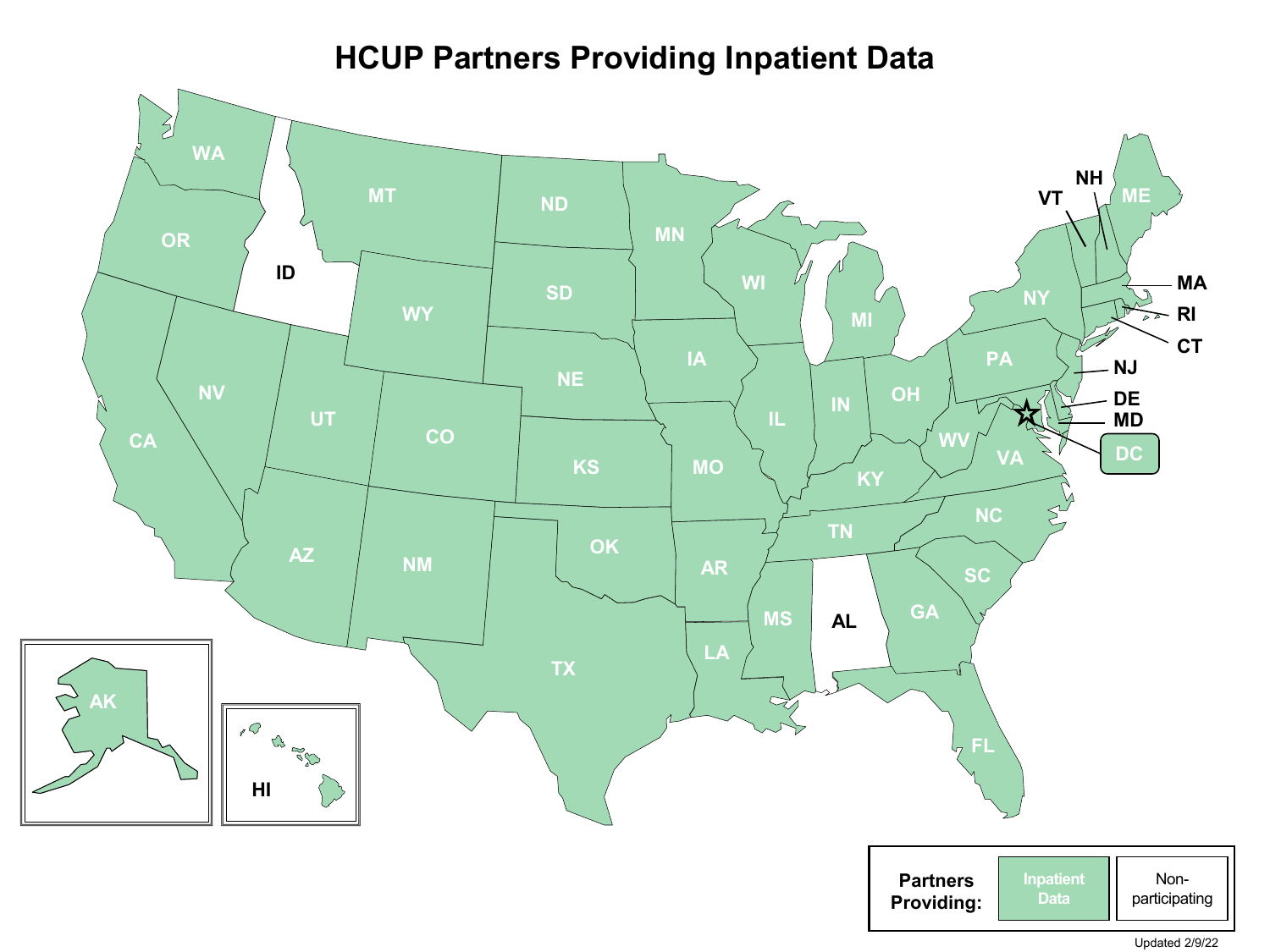# HCUP Partners Providing Inpatient Data

WA, OR, CA, NV, MT, WY, UT, AZ, CO, NM, ND, SD, NE, KS, OK, TX, MN, IA, MO, AR, LA, WI, IL, MS, MI, IN, KY, TN, OH, WV, VA, NC, SC, GA, FL, PA, NY, VT, NH, ME, MA, RI, CT, NJ, DE, MD, DC, AK

ID, AL, HI

Partners Providing: Inpatient Data | Non-participating

Updated 2/9/22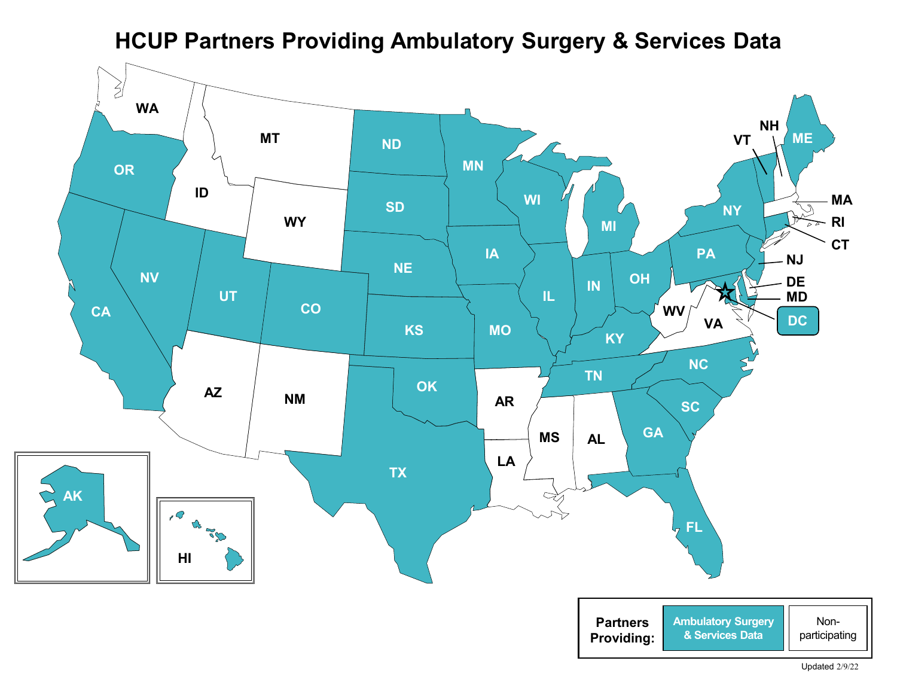# HCUP Partners Providing Ambulatory Surgery & Services Data

**Partners Providing:**

| Ambulatory Surgery & Services Data | Non-participating |
|---|---|
| AK, CA, CO, CT, DC, FL, GA, IA, IL, IN, KS, KY, MA, MD, ME, MI, MN, MO, NC, ND, NE, NJ, NV, NY, OH, OK, OR, PA, RI, SC, SD, TN, TX, UT, VT, WI | AL, AR, AZ, DE, HI, ID, LA, MS, MT, NH, NM, VA, WA, WV, WY |

Updated 2/9/22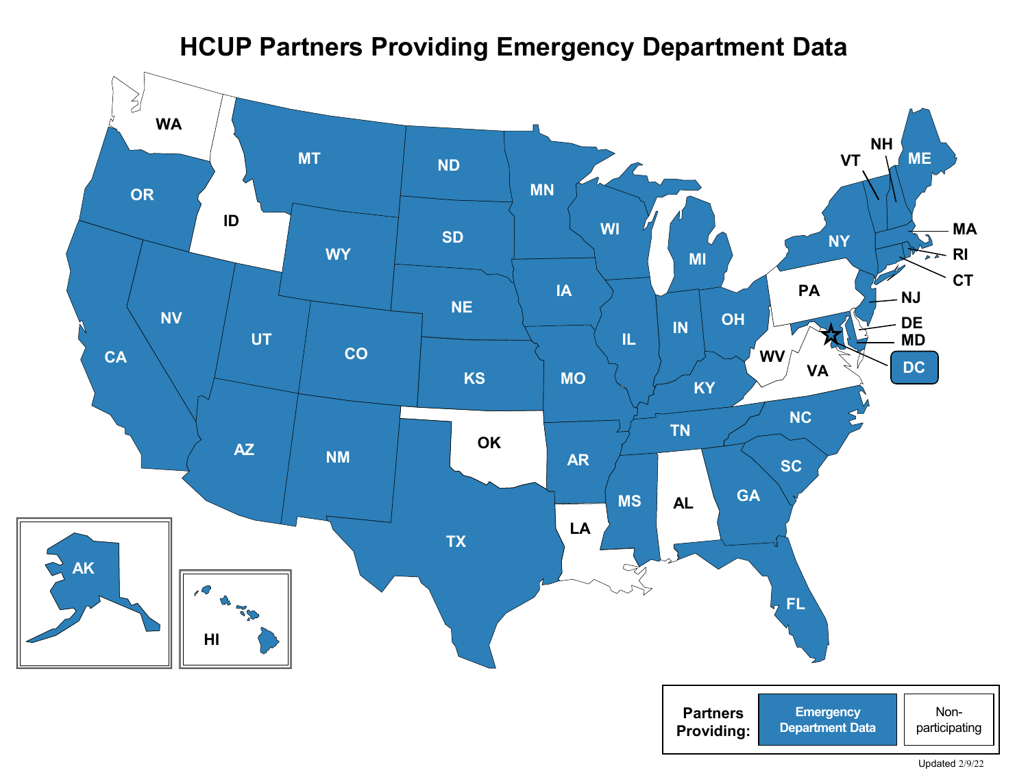# HCUP Partners Providing Emergency Department Data

| Partners Providing: | Emergency Department Data | Non-participating |
| --- | --- | --- |
| | AK, AZ, AR, CA, CO, CT, DC, FL, GA, HI, IL, IN, IA, KS, KY, ME, MD, MA, MI, MN, MS, MO, MT, NE, NV, NH, NJ, NM, NY, NC, ND, OH, OR, RI, SC, SD, TN, TX, UT, VT, WI, WY | AL, DE, ID, LA, OK, PA, VA, WA, WV |

Updated 2/9/22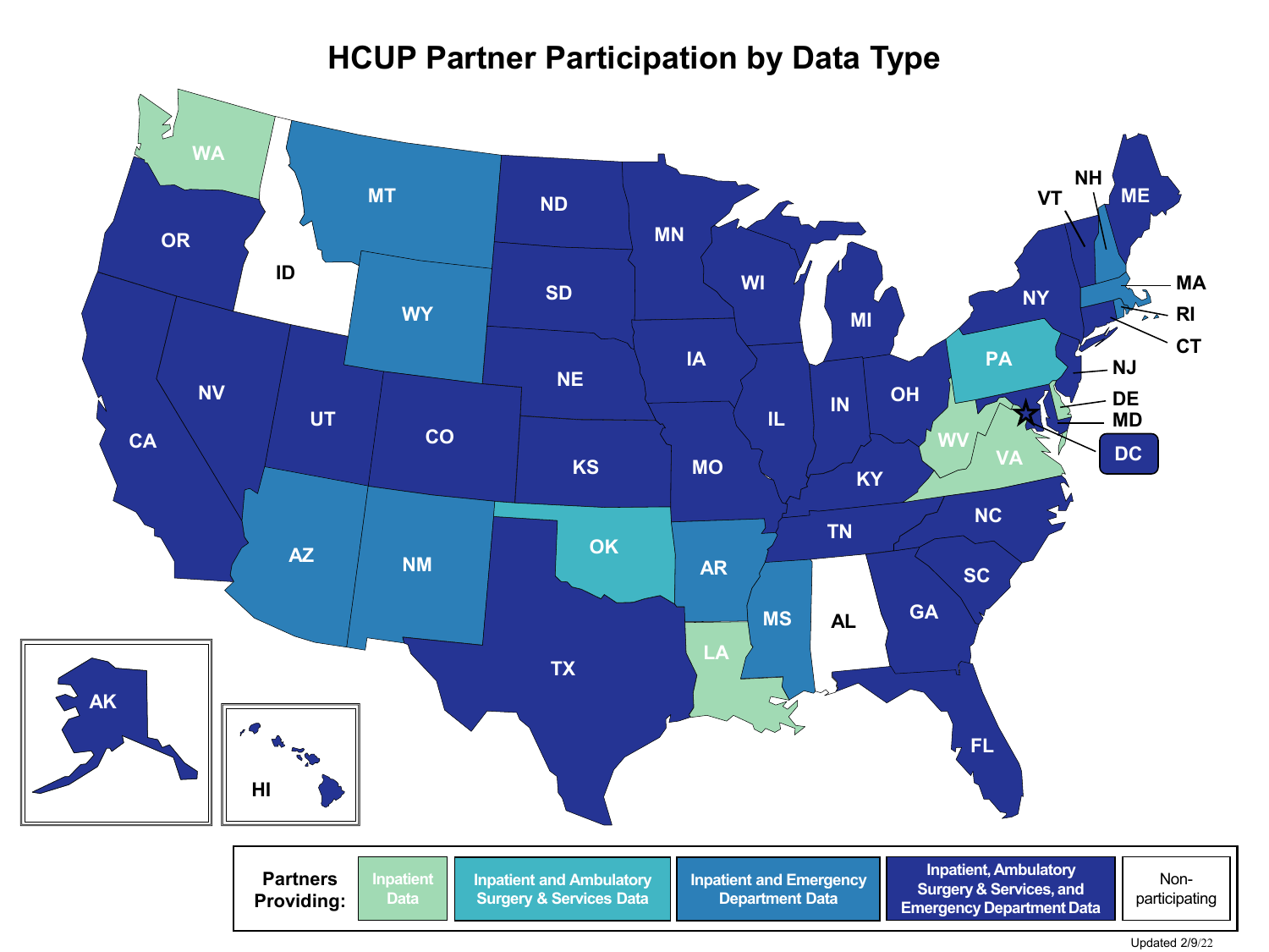# HCUP Partner Participation by Data Type

WA

MT

ND

MN

OR

ID

SD

WI

WY

MI

NY

NE

IA

NV

UT

CO

IL

IN

OH

PA

CA

KS

MO

KY

WV

VA

TN

NC

OK

AZ

NM

AR

SC

MS

AL

GA

TX

LA

FL

AK

HI

VT

NH

ME

MA

RI

CT

NJ

DE

MD

DC

Partners Providing:

Inpatient Data

Inpatient and Ambulatory Surgery & Services Data

Inpatient and Emergency Department Data

Inpatient, Ambulatory Surgery & Services, and Emergency Department Data

Non-participating

Updated 2/9/22